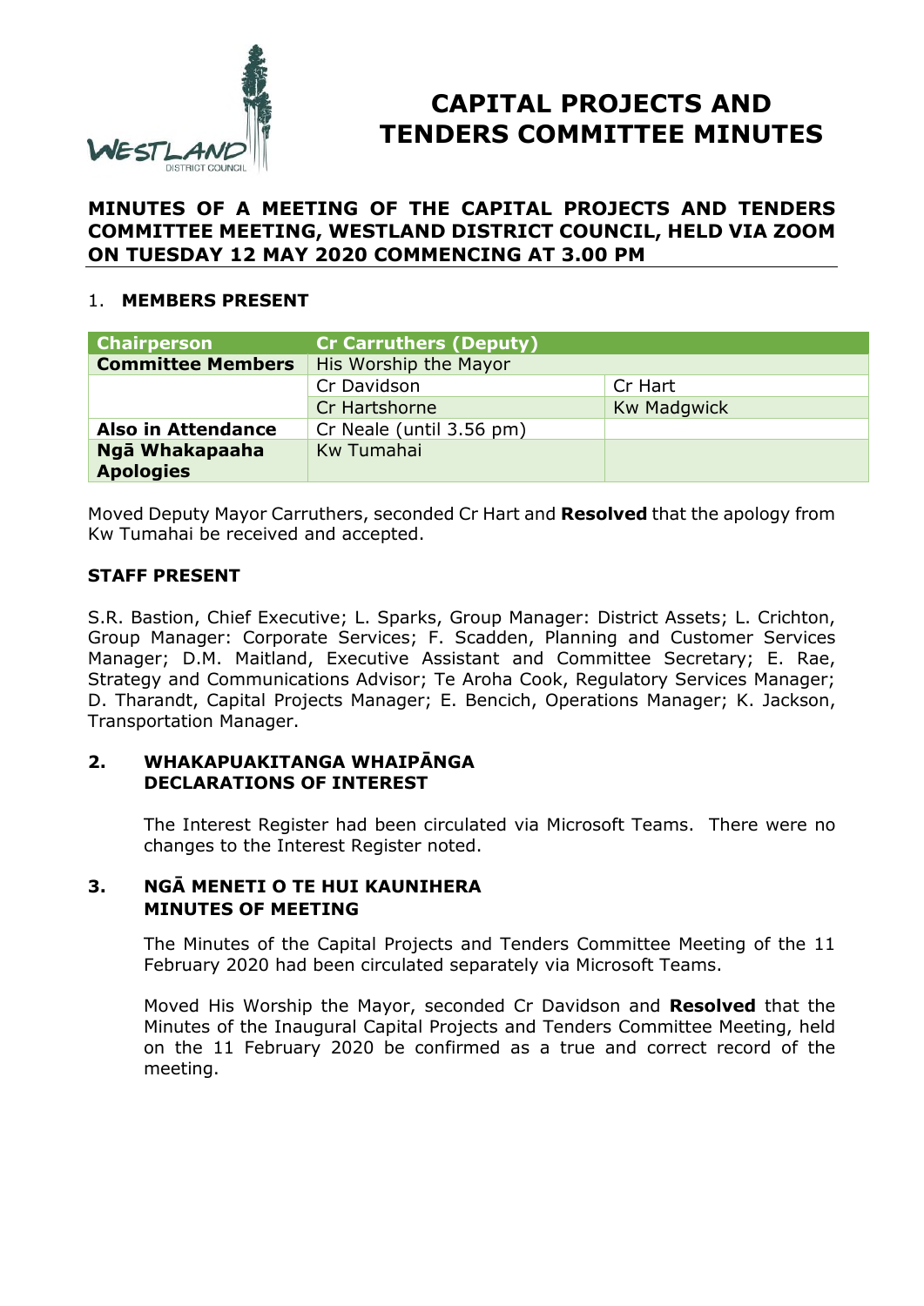# CAPITAL PROJECTS AND TENDERS COMMITTEE MINUTES

**MINUTES OF A MEETING OF THE CAPITAL PROJECTS AND TENDERS COMMITTEE MEETING, WESTLAND DISTRICT COUNCIL, HELD VIA ZOOM ON TUESDAY 12 MAY 2020 COMMENCING AT 3.00 PM**

## 1. MEMBERS PRESENT

| **Chairperson** | **Cr Carruthers (Deputy)** | |
|---|---|---|
| **Committee Members** | His Worship the Mayor | |
| | Cr Davidson | Cr Hart |
| | Cr Hartshorne | Kw Madgwick |
| **Also in Attendance** | Cr Neale (until 3.56 pm) | |
| **Ngā Whakapaaha Apologies** | Kw Tumahai | |

Moved Deputy Mayor Carruthers, seconded Cr Hart and **Resolved** that the apology from Kw Tumahai be received and accepted.

**STAFF PRESENT**

S.R. Bastion, Chief Executive; L. Sparks, Group Manager: District Assets; L. Crichton, Group Manager: Corporate Services; F. Scadden, Planning and Customer Services Manager; D.M. Maitland, Executive Assistant and Committee Secretary; E. Rae, Strategy and Communications Advisor; Te Aroha Cook, Regulatory Services Manager; D. Tharandt, Capital Projects Manager; E. Bencich, Operations Manager; K. Jackson, Transportation Manager.

## 2. WHAKAPUAKITANGA WHAIPĀNGA DECLARATIONS OF INTEREST

The Interest Register had been circulated via Microsoft Teams. There were no changes to the Interest Register noted.

## 3. NGĀ MENETI O TE HUI KAUNIHERA MINUTES OF MEETING

The Minutes of the Capital Projects and Tenders Committee Meeting of the 11 February 2020 had been circulated separately via Microsoft Teams.

Moved His Worship the Mayor, seconded Cr Davidson and **Resolved** that the Minutes of the Inaugural Capital Projects and Tenders Committee Meeting, held on the 11 February 2020 be confirmed as a true and correct record of the meeting.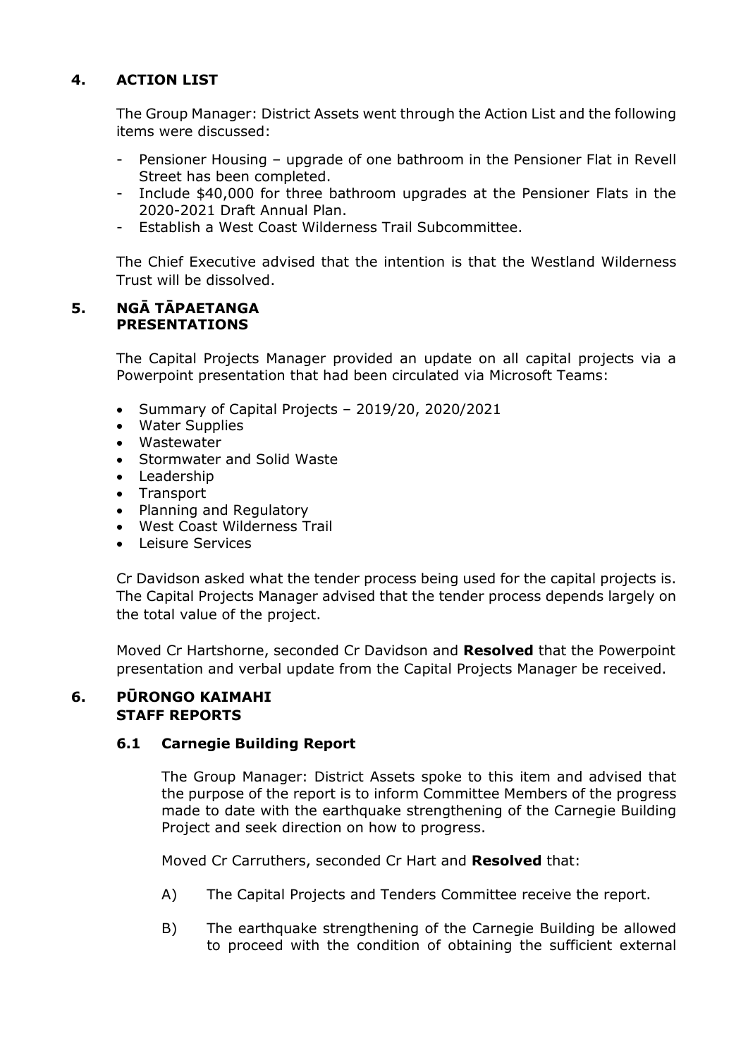## 4. ACTION LIST

The Group Manager: District Assets went through the Action List and the following items were discussed:

- Pensioner Housing – upgrade of one bathroom in the Pensioner Flat in Revell Street has been completed.
- Include $40,000 for three bathroom upgrades at the Pensioner Flats in the 2020-2021 Draft Annual Plan.
- Establish a West Coast Wilderness Trail Subcommittee.

The Chief Executive advised that the intention is that the Westland Wilderness Trust will be dissolved.

## 5. NGĀ TĀPAETANGA PRESENTATIONS

The Capital Projects Manager provided an update on all capital projects via a Powerpoint presentation that had been circulated via Microsoft Teams:

- Summary of Capital Projects – 2019/20, 2020/2021
- Water Supplies
- Wastewater
- Stormwater and Solid Waste
- Leadership
- Transport
- Planning and Regulatory
- West Coast Wilderness Trail
- Leisure Services

Cr Davidson asked what the tender process being used for the capital projects is. The Capital Projects Manager advised that the tender process depends largely on the total value of the project.

Moved Cr Hartshorne, seconded Cr Davidson and **Resolved** that the Powerpoint presentation and verbal update from the Capital Projects Manager be received.

## 6. PŪRONGO KAIMAHI STAFF REPORTS

### 6.1 Carnegie Building Report

The Group Manager: District Assets spoke to this item and advised that the purpose of the report is to inform Committee Members of the progress made to date with the earthquake strengthening of the Carnegie Building Project and seek direction on how to progress.

Moved Cr Carruthers, seconded Cr Hart and **Resolved** that:

A) The Capital Projects and Tenders Committee receive the report.

B) The earthquake strengthening of the Carnegie Building be allowed to proceed with the condition of obtaining the sufficient external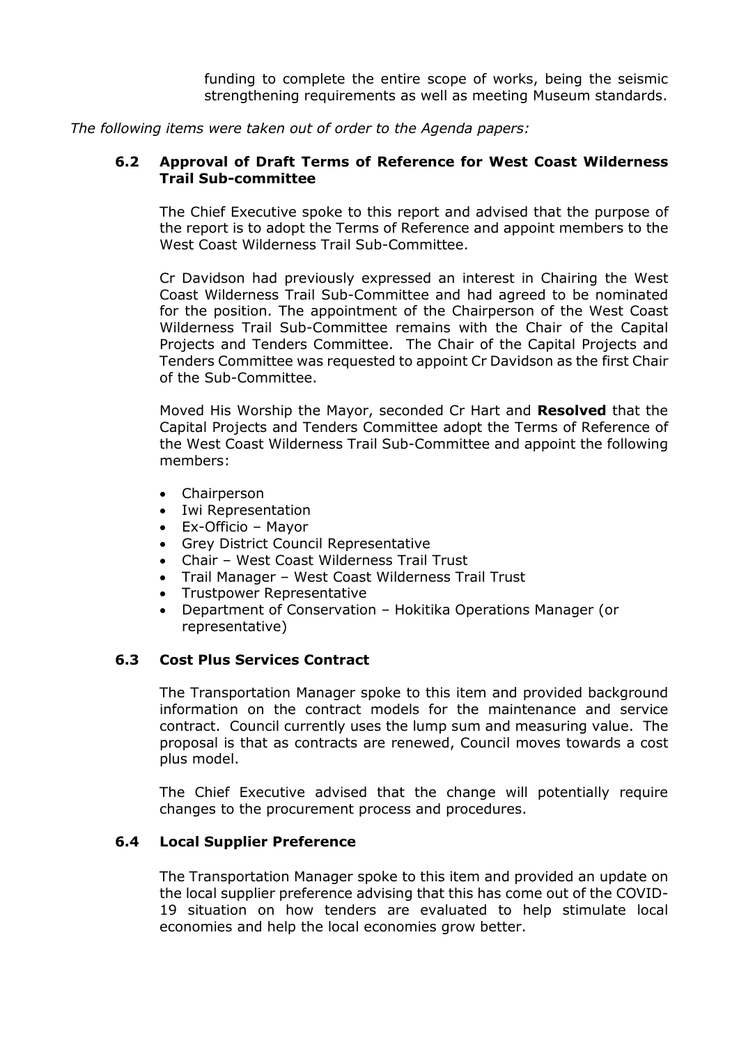funding to complete the entire scope of works, being the seismic strengthening requirements as well as meeting Museum standards.

*The following items were taken out of order to the Agenda papers:*

### 6.2 Approval of Draft Terms of Reference for West Coast Wilderness Trail Sub-committee

The Chief Executive spoke to this report and advised that the purpose of the report is to adopt the Terms of Reference and appoint members to the West Coast Wilderness Trail Sub-Committee.

Cr Davidson had previously expressed an interest in Chairing the West Coast Wilderness Trail Sub-Committee and had agreed to be nominated for the position. The appointment of the Chairperson of the West Coast Wilderness Trail Sub-Committee remains with the Chair of the Capital Projects and Tenders Committee. The Chair of the Capital Projects and Tenders Committee was requested to appoint Cr Davidson as the first Chair of the Sub-Committee.

Moved His Worship the Mayor, seconded Cr Hart and **Resolved** that the Capital Projects and Tenders Committee adopt the Terms of Reference of the West Coast Wilderness Trail Sub-Committee and appoint the following members:

- Chairperson
- Iwi Representation
- Ex-Officio – Mayor
- Grey District Council Representative
- Chair – West Coast Wilderness Trail Trust
- Trail Manager – West Coast Wilderness Trail Trust
- Trustpower Representative
- Department of Conservation – Hokitika Operations Manager (or representative)

### 6.3 Cost Plus Services Contract

The Transportation Manager spoke to this item and provided background information on the contract models for the maintenance and service contract. Council currently uses the lump sum and measuring value. The proposal is that as contracts are renewed, Council moves towards a cost plus model.

The Chief Executive advised that the change will potentially require changes to the procurement process and procedures.

### 6.4 Local Supplier Preference

The Transportation Manager spoke to this item and provided an update on the local supplier preference advising that this has come out of the COVID-19 situation on how tenders are evaluated to help stimulate local economies and help the local economies grow better.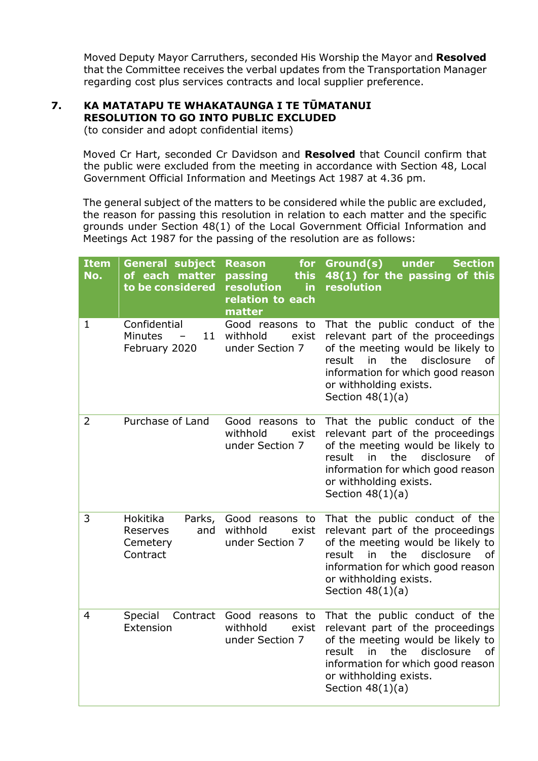Moved Deputy Mayor Carruthers, seconded His Worship the Mayor and **Resolved** that the Committee receives the verbal updates from the Transportation Manager regarding cost plus services contracts and local supplier preference.

## 7. KA MATATAPU TE WHAKATAUNGA I TE TŪMATANUI RESOLUTION TO GO INTO PUBLIC EXCLUDED

(to consider and adopt confidential items)

Moved Cr Hart, seconded Cr Davidson and **Resolved** that Council confirm that the public were excluded from the meeting in accordance with Section 48, Local Government Official Information and Meetings Act 1987 at 4.36 pm.

The general subject of the matters to be considered while the public are excluded, the reason for passing this resolution in relation to each matter and the specific grounds under Section 48(1) of the Local Government Official Information and Meetings Act 1987 for the passing of the resolution are as follows:

| Item No. | General subject of each matter to be considered | Reason for passing this resolution in relation to each matter | Ground(s) under Section 48(1) for the passing of this resolution |
|---|---|---|---|
| 1 | Confidential Minutes – 11 February 2020 | Good reasons to withhold exist under Section 7 | That the public conduct of the relevant part of the proceedings of the meeting would be likely to result in the disclosure of information for which good reason or withholding exists. Section 48(1)(a) |
| 2 | Purchase of Land | Good reasons to withhold exist under Section 7 | That the public conduct of the relevant part of the proceedings of the meeting would be likely to result in the disclosure of information for which good reason or withholding exists. Section 48(1)(a) |
| 3 | Hokitika Parks, Reserves and Cemetery Contract | Good reasons to withhold exist under Section 7 | That the public conduct of the relevant part of the proceedings of the meeting would be likely to result in the disclosure of information for which good reason or withholding exists. Section 48(1)(a) |
| 4 | Special Contract Extension | Good reasons to withhold exist under Section 7 | That the public conduct of the relevant part of the proceedings of the meeting would be likely to result in the disclosure of information for which good reason or withholding exists. Section 48(1)(a) |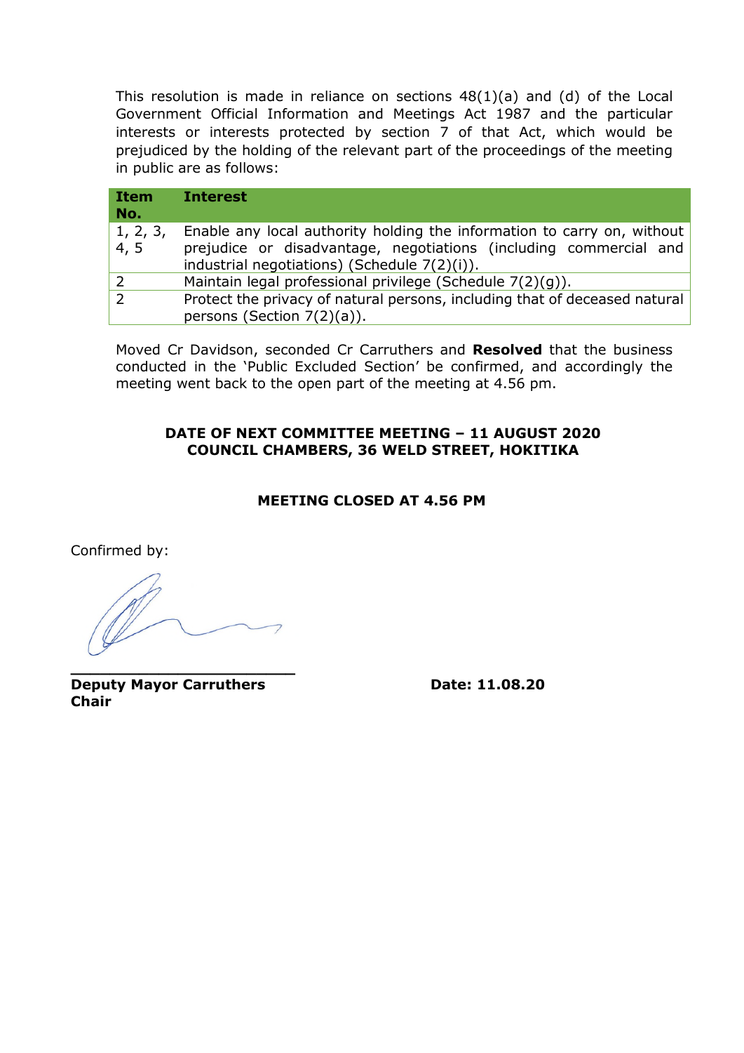This resolution is made in reliance on sections 48(1)(a) and (d) of the Local Government Official Information and Meetings Act 1987 and the particular interests or interests protected by section 7 of that Act, which would be prejudiced by the holding of the relevant part of the proceedings of the meeting in public are as follows:

| Item No. | Interest |
|---|---|
| 1, 2, 3, 4, 5 | Enable any local authority holding the information to carry on, without prejudice or disadvantage, negotiations (including commercial and industrial negotiations) (Schedule 7(2)(i)). |
| 2 | Maintain legal professional privilege (Schedule 7(2)(g)). |
| 2 | Protect the privacy of natural persons, including that of deceased natural persons (Section 7(2)(a)). |

Moved Cr Davidson, seconded Cr Carruthers and **Resolved** that the business conducted in the 'Public Excluded Section' be confirmed, and accordingly the meeting went back to the open part of the meeting at 4.56 pm.

**DATE OF NEXT COMMITTEE MEETING – 11 AUGUST 2020**
**COUNCIL CHAMBERS, 36 WELD STREET, HOKITIKA**

**MEETING CLOSED AT 4.56 PM**

Confirmed by:

\_\_\_\_\_\_\_\_\_\_\_\_\_\_\_\_\_\_\_\_\_\_\_\_\_\_

**Deputy Mayor Carruthers**
**Chair**

**Date: 11.08.20**